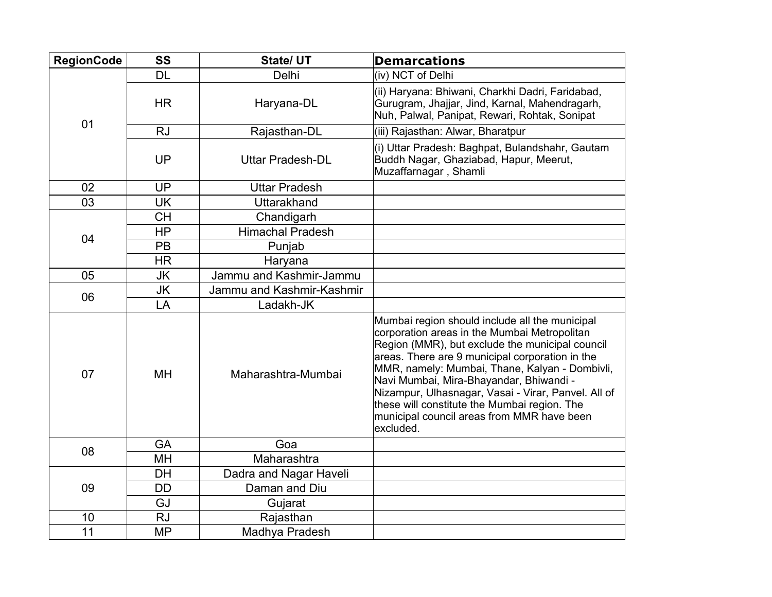| RegionCode | SS | State/ UT | Demarcations |
|---|---|---|---|
| 01 | DL | Delhi | (iv) NCT of Delhi |
| | HR | Haryana-DL | (ii) Haryana: Bhiwani, Charkhi Dadri, Faridabad, Gurugram, Jhajjar, Jind, Karnal, Mahendragarh, Nuh, Palwal, Panipat, Rewari, Rohtak, Sonipat |
| | RJ | Rajasthan-DL | (iii) Rajasthan: Alwar, Bharatpur |
| | UP | Uttar Pradesh-DL | (i) Uttar Pradesh: Baghpat, Bulandshahr, Gautam Buddh Nagar, Ghaziabad, Hapur, Meerut, Muzaffarnagar , Shamli |
| 02 | UP | Uttar Pradesh | |
| 03 | UK | Uttarakhand | |
| 04 | CH | Chandigarh | |
| | HP | Himachal Pradesh | |
| | PB | Punjab | |
| | HR | Haryana | |
| 05 | JK | Jammu and Kashmir-Jammu | |
| 06 | JK | Jammu and Kashmir-Kashmir | |
| | LA | Ladakh-JK | |
| 07 | MH | Maharashtra-Mumbai | Mumbai region should include all the municipal corporation areas in the Mumbai Metropolitan Region (MMR), but exclude the municipal council areas. There are 9 municipal corporation in the MMR, namely: Mumbai, Thane, Kalyan - Dombivli, Navi Mumbai, Mira-Bhayandar, Bhiwandi - Nizampur, Ulhasnagar, Vasai - Virar, Panvel. All of these will constitute the Mumbai region. The municipal council areas from MMR have been excluded. |
| 08 | GA | Goa | |
| | MH | Maharashtra | |
| 09 | DH | Dadra and Nagar Haveli | |
| | DD | Daman and Diu | |
| | GJ | Gujarat | |
| 10 | RJ | Rajasthan | |
| 11 | MP | Madhya Pradesh | |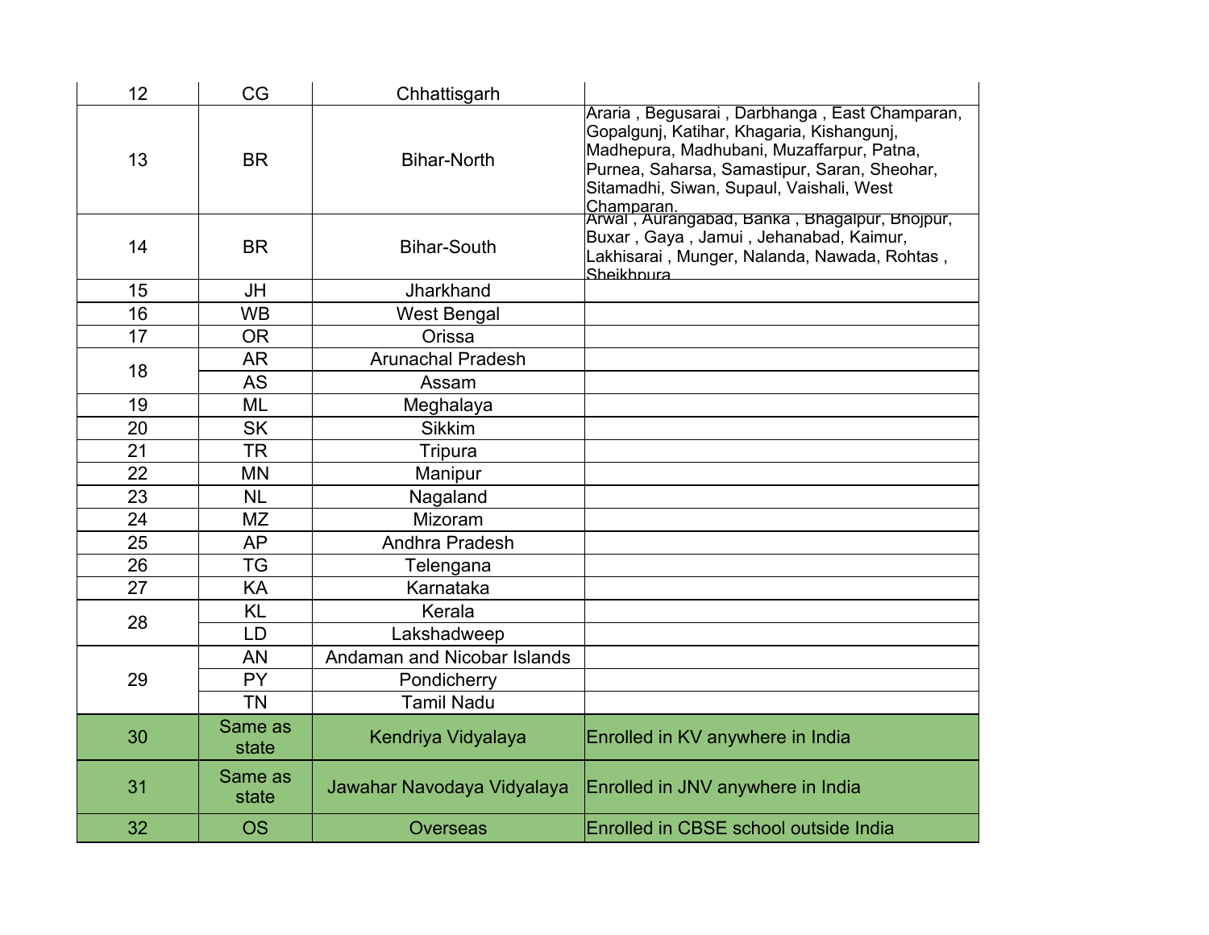| | | | |
|---|---|---|---|
| 12 | CG | Chhattisgarh | |
| 13 | BR | Bihar-North | Araria , Begusarai , Darbhanga , East Champaran, Gopalgunj, Katihar, Khagaria, Kishangunj, Madhepura, Madhubani, Muzaffarpur, Patna, Purnea, Saharsa, Samastipur, Saran, Sheohar, Sitamadhi, Siwan, Supaul, Vaishali, West Champaran. |
| 14 | BR | Bihar-South | Arwal , Aurangabad, Banka , Bhagalpur, Bhojpur, Buxar , Gaya , Jamui , Jehanabad, Kaimur, Lakhisarai , Munger, Nalanda, Nawada, Rohtas , Sheikhpura |
| 15 | JH | Jharkhand | |
| 16 | WB | West Bengal | |
| 17 | OR | Orissa | |
| 18 | AR | Arunachal Pradesh | |
| | AS | Assam | |
| 19 | ML | Meghalaya | |
| 20 | SK | Sikkim | |
| 21 | TR | Tripura | |
| 22 | MN | Manipur | |
| 23 | NL | Nagaland | |
| 24 | MZ | Mizoram | |
| 25 | AP | Andhra Pradesh | |
| 26 | TG | Telengana | |
| 27 | KA | Karnataka | |
| 28 | KL | Kerala | |
| | LD | Lakshadweep | |
| 29 | AN | Andaman and Nicobar Islands | |
| | PY | Pondicherry | |
| | TN | Tamil Nadu | |
| 30 | Same as state | Kendriya Vidyalaya | Enrolled in KV anywhere in India |
| 31 | Same as state | Jawahar Navodaya Vidyalaya | Enrolled in JNV anywhere in India |
| 32 | OS | Overseas | Enrolled in CBSE school outside India |